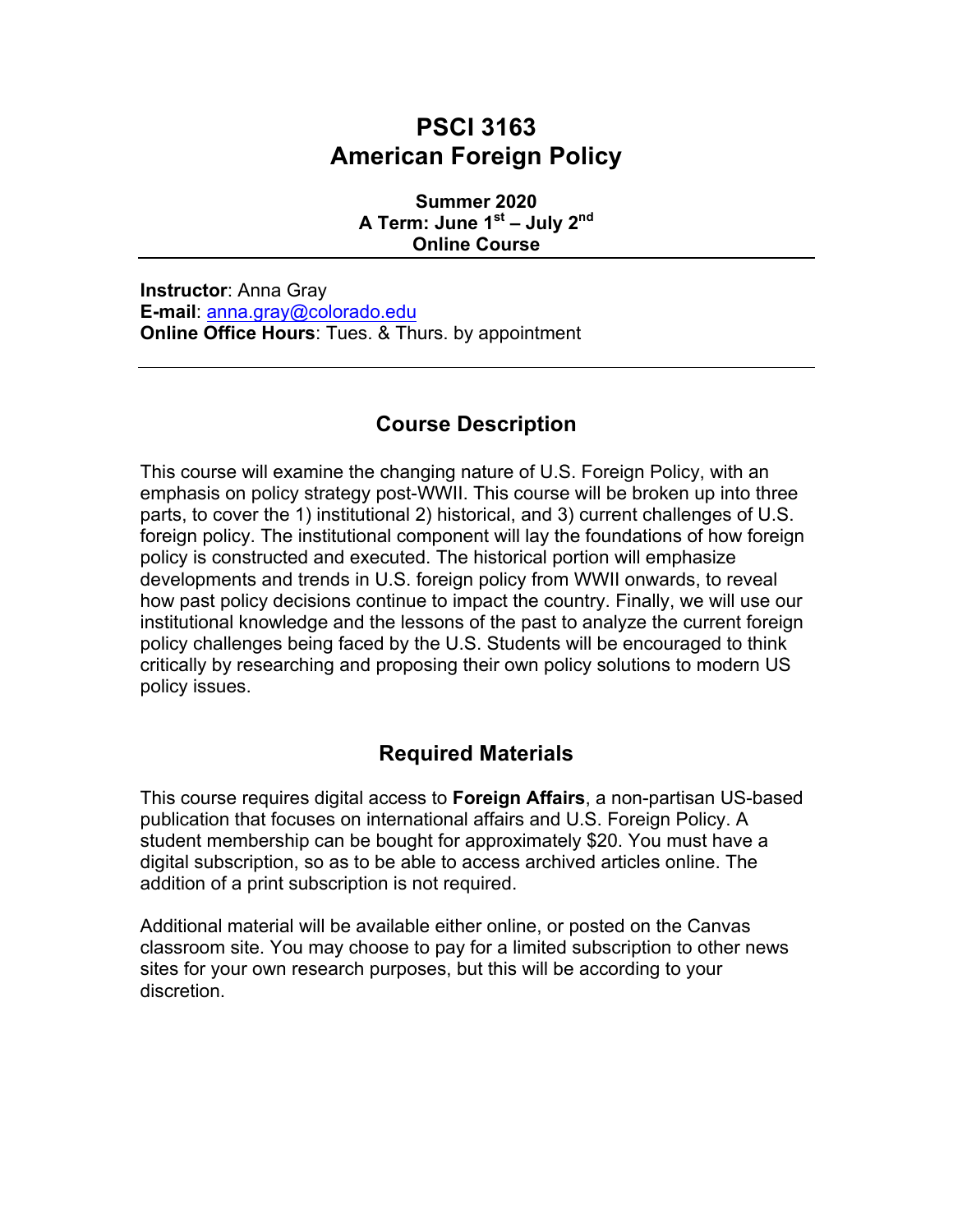# PSCI 3163
# American Foreign Policy

**Summer 2020**
**A Term: June 1st – July 2nd**
**Online Course**

---

**Instructor**: Anna Gray
**E-mail**: anna.gray@colorado.edu
**Online Office Hours**: Tues. & Thurs. by appointment

---

## Course Description

This course will examine the changing nature of U.S. Foreign Policy, with an emphasis on policy strategy post-WWII. This course will be broken up into three parts, to cover the 1) institutional 2) historical, and 3) current challenges of U.S. foreign policy. The institutional component will lay the foundations of how foreign policy is constructed and executed. The historical portion will emphasize developments and trends in U.S. foreign policy from WWII onwards, to reveal how past policy decisions continue to impact the country. Finally, we will use our institutional knowledge and the lessons of the past to analyze the current foreign policy challenges being faced by the U.S. Students will be encouraged to think critically by researching and proposing their own policy solutions to modern US policy issues.

## Required Materials

This course requires digital access to **Foreign Affairs**, a non-partisan US-based publication that focuses on international affairs and U.S. Foreign Policy. A student membership can be bought for approximately $20. You must have a digital subscription, so as to be able to access archived articles online. The addition of a print subscription is not required.

Additional material will be available either online, or posted on the Canvas classroom site. You may choose to pay for a limited subscription to other news sites for your own research purposes, but this will be according to your discretion.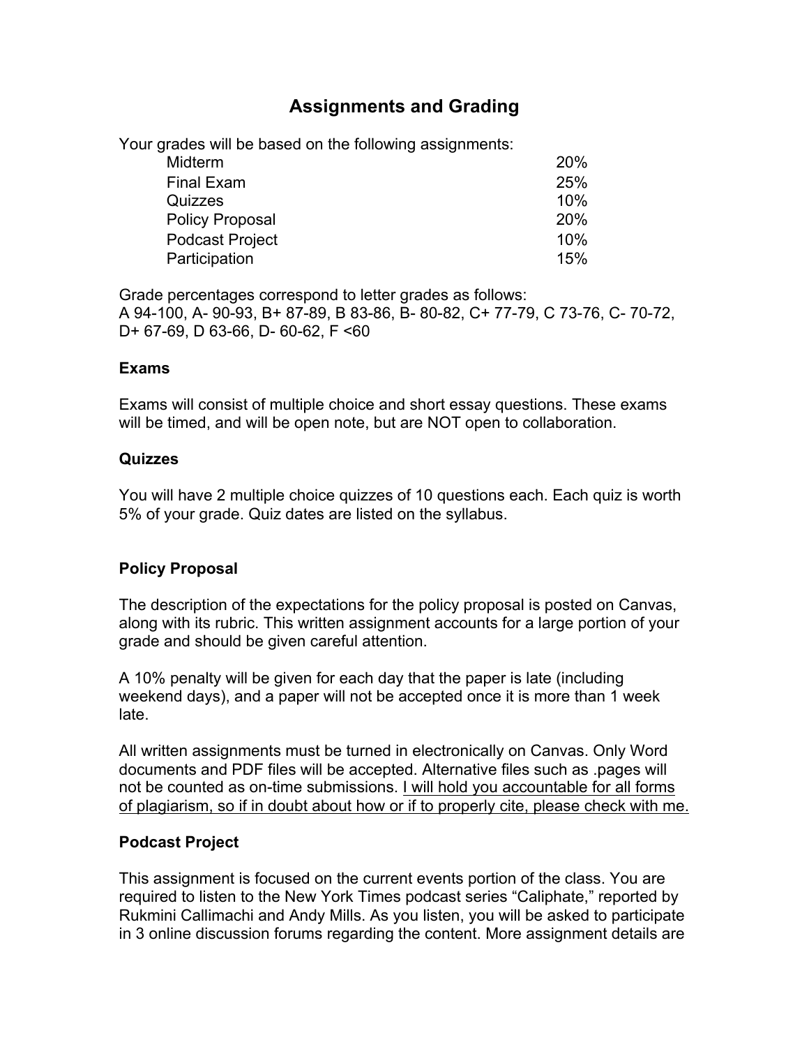# Assignments and Grading

Your grades will be based on the following assignments:

| Assignment | Weight |
|---|---|
| Midterm | 20% |
| Final Exam | 25% |
| Quizzes | 10% |
| Policy Proposal | 20% |
| Podcast Project | 10% |
| Participation | 15% |

Grade percentages correspond to letter grades as follows:
A 94-100, A- 90-93, B+ 87-89, B 83-86, B- 80-82, C+ 77-79, C 73-76, C- 70-72, D+ 67-69, D 63-66, D- 60-62, F <60

### Exams

Exams will consist of multiple choice and short essay questions. These exams will be timed, and will be open note, but are NOT open to collaboration.

### Quizzes

You will have 2 multiple choice quizzes of 10 questions each. Each quiz is worth 5% of your grade. Quiz dates are listed on the syllabus.

### Policy Proposal

The description of the expectations for the policy proposal is posted on Canvas, along with its rubric. This written assignment accounts for a large portion of your grade and should be given careful attention.

A 10% penalty will be given for each day that the paper is late (including weekend days), and a paper will not be accepted once it is more than 1 week late.

All written assignments must be turned in electronically on Canvas. Only Word documents and PDF files will be accepted. Alternative files such as .pages will not be counted as on-time submissions. <u>I will hold you accountable for all forms of plagiarism, so if in doubt about how or if to properly cite, please check with me.</u>

### Podcast Project

This assignment is focused on the current events portion of the class. You are required to listen to the New York Times podcast series "Caliphate," reported by Rukmini Callimachi and Andy Mills. As you listen, you will be asked to participate in 3 online discussion forums regarding the content. More assignment details are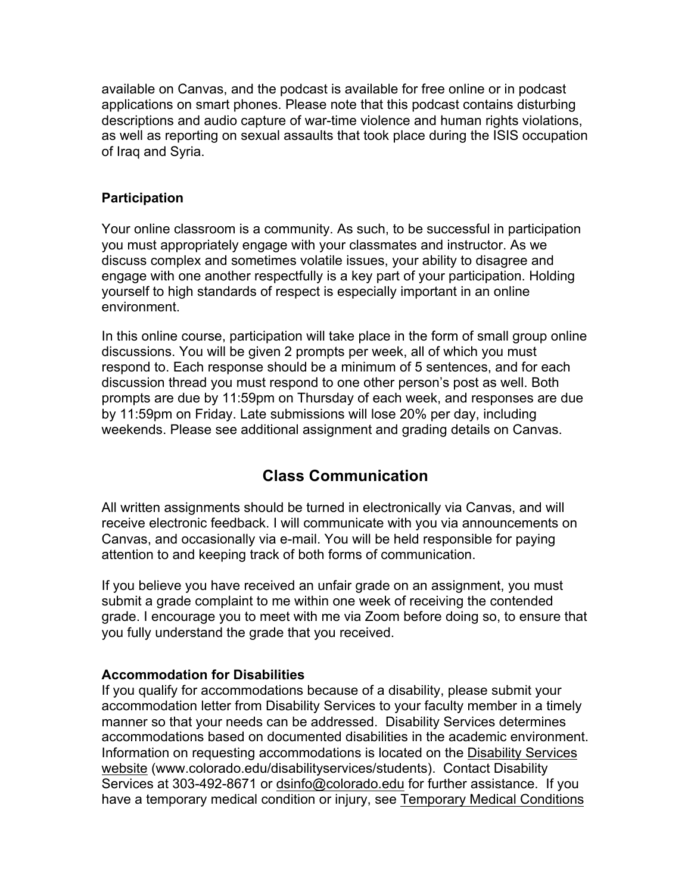available on Canvas, and the podcast is available for free online or in podcast applications on smart phones. Please note that this podcast contains disturbing descriptions and audio capture of war-time violence and human rights violations, as well as reporting on sexual assaults that took place during the ISIS occupation of Iraq and Syria.

### Participation

Your online classroom is a community. As such, to be successful in participation you must appropriately engage with your classmates and instructor. As we discuss complex and sometimes volatile issues, your ability to disagree and engage with one another respectfully is a key part of your participation. Holding yourself to high standards of respect is especially important in an online environment.

In this online course, participation will take place in the form of small group online discussions. You will be given 2 prompts per week, all of which you must respond to. Each response should be a minimum of 5 sentences, and for each discussion thread you must respond to one other person's post as well. Both prompts are due by 11:59pm on Thursday of each week, and responses are due by 11:59pm on Friday. Late submissions will lose 20% per day, including weekends. Please see additional assignment and grading details on Canvas.

## Class Communication

All written assignments should be turned in electronically via Canvas, and will receive electronic feedback. I will communicate with you via announcements on Canvas, and occasionally via e-mail. You will be held responsible for paying attention to and keeping track of both forms of communication.

If you believe you have received an unfair grade on an assignment, you must submit a grade complaint to me within one week of receiving the contended grade. I encourage you to meet with me via Zoom before doing so, to ensure that you fully understand the grade that you received.

### Accommodation for Disabilities

If you qualify for accommodations because of a disability, please submit your accommodation letter from Disability Services to your faculty member in a timely manner so that your needs can be addressed. Disability Services determines accommodations based on documented disabilities in the academic environment. Information on requesting accommodations is located on the Disability Services website (www.colorado.edu/disabilityservices/students). Contact Disability Services at 303-492-8671 or dsinfo@colorado.edu for further assistance. If you have a temporary medical condition or injury, see Temporary Medical Conditions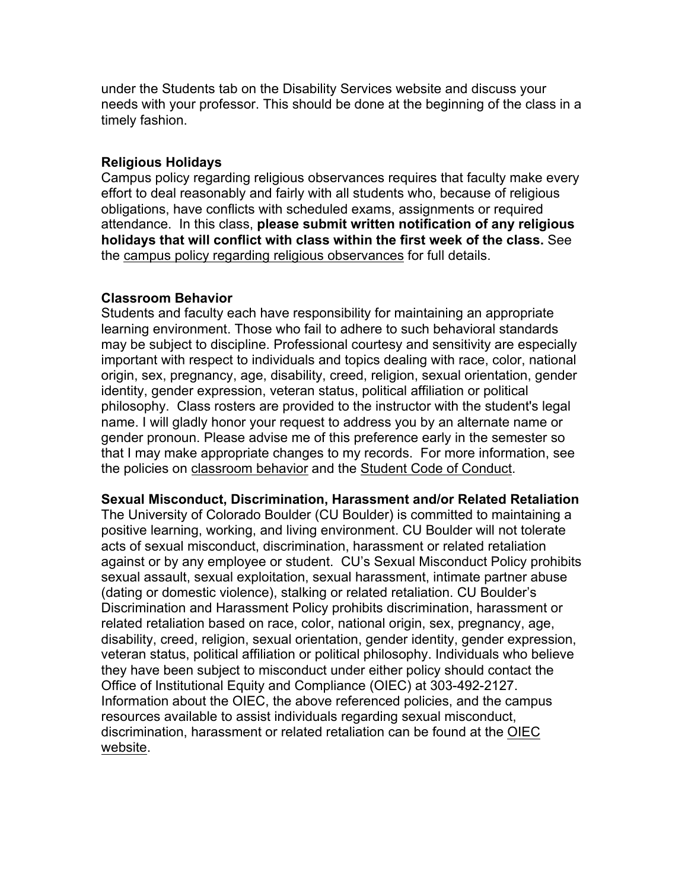under the Students tab on the Disability Services website and discuss your needs with your professor. This should be done at the beginning of the class in a timely fashion.

**Religious Holidays**
Campus policy regarding religious observances requires that faculty make every effort to deal reasonably and fairly with all students who, because of religious obligations, have conflicts with scheduled exams, assignments or required attendance. In this class, **please submit written notification of any religious holidays that will conflict with class within the first week of the class.** See the campus policy regarding religious observances for full details.

**Classroom Behavior**
Students and faculty each have responsibility for maintaining an appropriate learning environment. Those who fail to adhere to such behavioral standards may be subject to discipline. Professional courtesy and sensitivity are especially important with respect to individuals and topics dealing with race, color, national origin, sex, pregnancy, age, disability, creed, religion, sexual orientation, gender identity, gender expression, veteran status, political affiliation or political philosophy. Class rosters are provided to the instructor with the student's legal name. I will gladly honor your request to address you by an alternate name or gender pronoun. Please advise me of this preference early in the semester so that I may make appropriate changes to my records. For more information, see the policies on classroom behavior and the Student Code of Conduct.

**Sexual Misconduct, Discrimination, Harassment and/or Related Retaliation**
The University of Colorado Boulder (CU Boulder) is committed to maintaining a positive learning, working, and living environment. CU Boulder will not tolerate acts of sexual misconduct, discrimination, harassment or related retaliation against or by any employee or student. CU's Sexual Misconduct Policy prohibits sexual assault, sexual exploitation, sexual harassment, intimate partner abuse (dating or domestic violence), stalking or related retaliation. CU Boulder's Discrimination and Harassment Policy prohibits discrimination, harassment or related retaliation based on race, color, national origin, sex, pregnancy, age, disability, creed, religion, sexual orientation, gender identity, gender expression, veteran status, political affiliation or political philosophy. Individuals who believe they have been subject to misconduct under either policy should contact the Office of Institutional Equity and Compliance (OIEC) at 303-492-2127. Information about the OIEC, the above referenced policies, and the campus resources available to assist individuals regarding sexual misconduct, discrimination, harassment or related retaliation can be found at the OIEC website.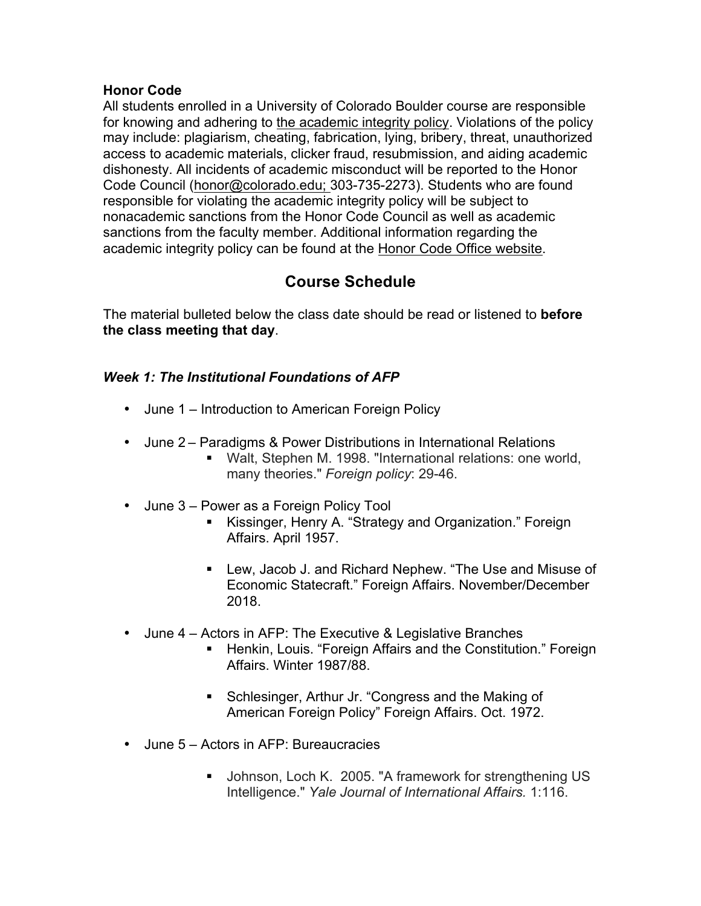**Honor Code**

All students enrolled in a University of Colorado Boulder course are responsible for knowing and adhering to the academic integrity policy. Violations of the policy may include: plagiarism, cheating, fabrication, lying, bribery, threat, unauthorized access to academic materials, clicker fraud, resubmission, and aiding academic dishonesty. All incidents of academic misconduct will be reported to the Honor Code Council (honor@colorado.edu; 303-735-2273). Students who are found responsible for violating the academic integrity policy will be subject to nonacademic sanctions from the Honor Code Council as well as academic sanctions from the faculty member. Additional information regarding the academic integrity policy can be found at the Honor Code Office website.

## Course Schedule

The material bulleted below the class date should be read or listened to **before the class meeting that day**.

### *Week 1: The Institutional Foundations of AFP*

- June 1 – Introduction to American Foreign Policy
- June 2 – Paradigms & Power Distributions in International Relations
  - Walt, Stephen M. 1998. "International relations: one world, many theories." *Foreign policy*: 29-46.
- June 3 – Power as a Foreign Policy Tool
  - Kissinger, Henry A. "Strategy and Organization." Foreign Affairs. April 1957.
  - Lew, Jacob J. and Richard Nephew. "The Use and Misuse of Economic Statecraft." Foreign Affairs. November/December 2018.
- June 4 – Actors in AFP: The Executive & Legislative Branches
  - Henkin, Louis. "Foreign Affairs and the Constitution." Foreign Affairs. Winter 1987/88.
  - Schlesinger, Arthur Jr. "Congress and the Making of American Foreign Policy" Foreign Affairs. Oct. 1972.
- June 5 – Actors in AFP: Bureaucracies
  - Johnson, Loch K. 2005. "A framework for strengthening US Intelligence." *Yale Journal of International Affairs.* 1:116.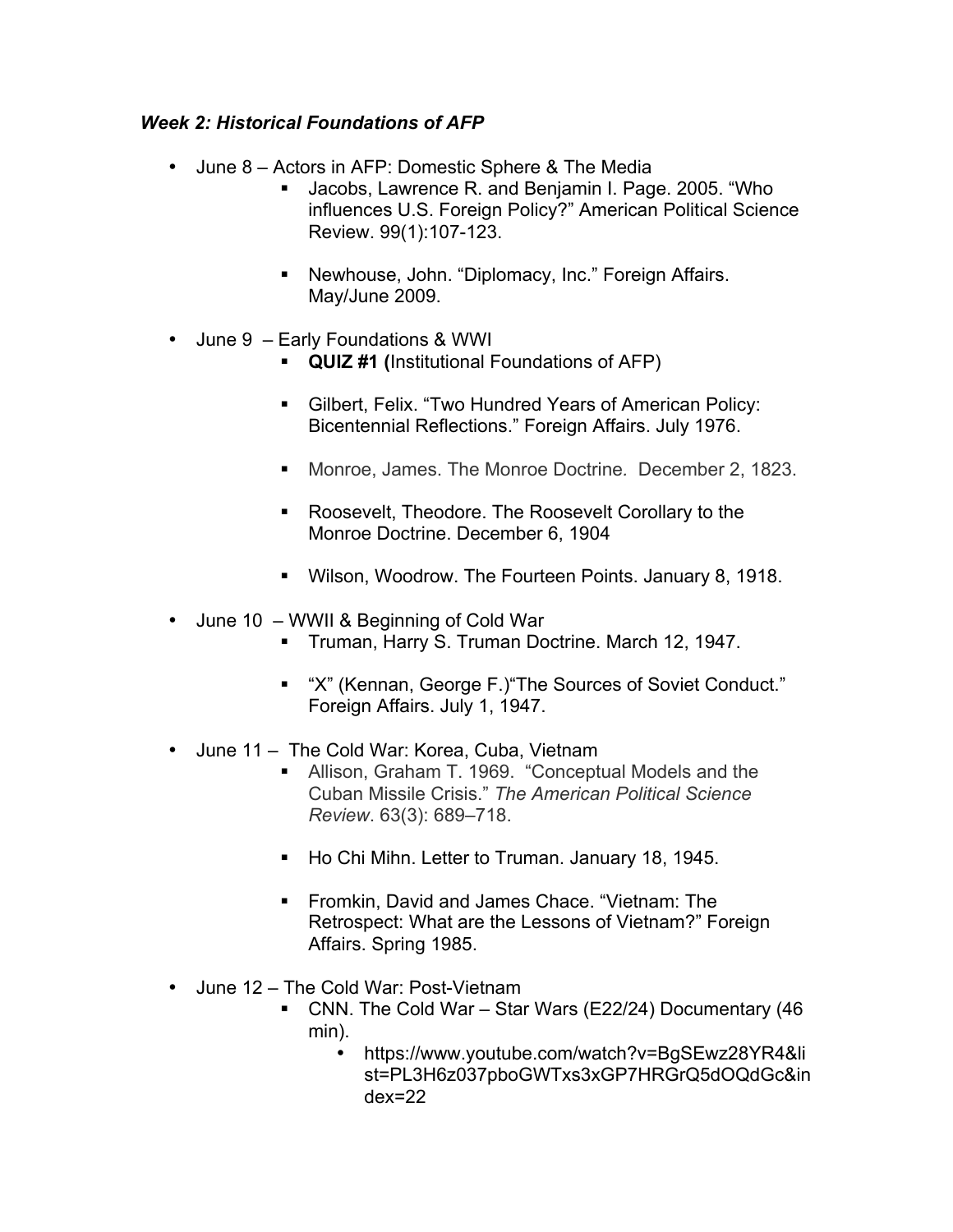***Week 2: Historical Foundations of AFP***

- June 8 – Actors in AFP: Domestic Sphere & The Media
  - Jacobs, Lawrence R. and Benjamin I. Page. 2005. "Who influences U.S. Foreign Policy?" American Political Science Review. 99(1):107-123.
  - Newhouse, John. "Diplomacy, Inc." Foreign Affairs. May/June 2009.
- June 9 – Early Foundations & WWI
  - **QUIZ #1 (**Institutional Foundations of AFP)
  - Gilbert, Felix. "Two Hundred Years of American Policy: Bicentennial Reflections." Foreign Affairs. July 1976.
  - Monroe, James. The Monroe Doctrine. December 2, 1823.
  - Roosevelt, Theodore. The Roosevelt Corollary to the Monroe Doctrine. December 6, 1904
  - Wilson, Woodrow. The Fourteen Points. January 8, 1918.
- June 10 – WWII & Beginning of Cold War
  - Truman, Harry S. Truman Doctrine. March 12, 1947.
  - "X" (Kennan, George F.)"The Sources of Soviet Conduct." Foreign Affairs. July 1, 1947.
- June 11 – The Cold War: Korea, Cuba, Vietnam
  - Allison, Graham T. 1969. "Conceptual Models and the Cuban Missile Crisis." *The American Political Science Review*. 63(3): 689–718.
  - Ho Chi Mihn. Letter to Truman. January 18, 1945.
  - Fromkin, David and James Chace. "Vietnam: The Retrospect: What are the Lessons of Vietnam?" Foreign Affairs. Spring 1985.
- June 12 – The Cold War: Post-Vietnam
  - CNN. The Cold War – Star Wars (E22/24) Documentary (46 min).
    - https://www.youtube.com/watch?v=BgSEwz28YR4&list=PL3H6z037pboGWTxs3xGP7HRGrQ5dOQdGc&index=22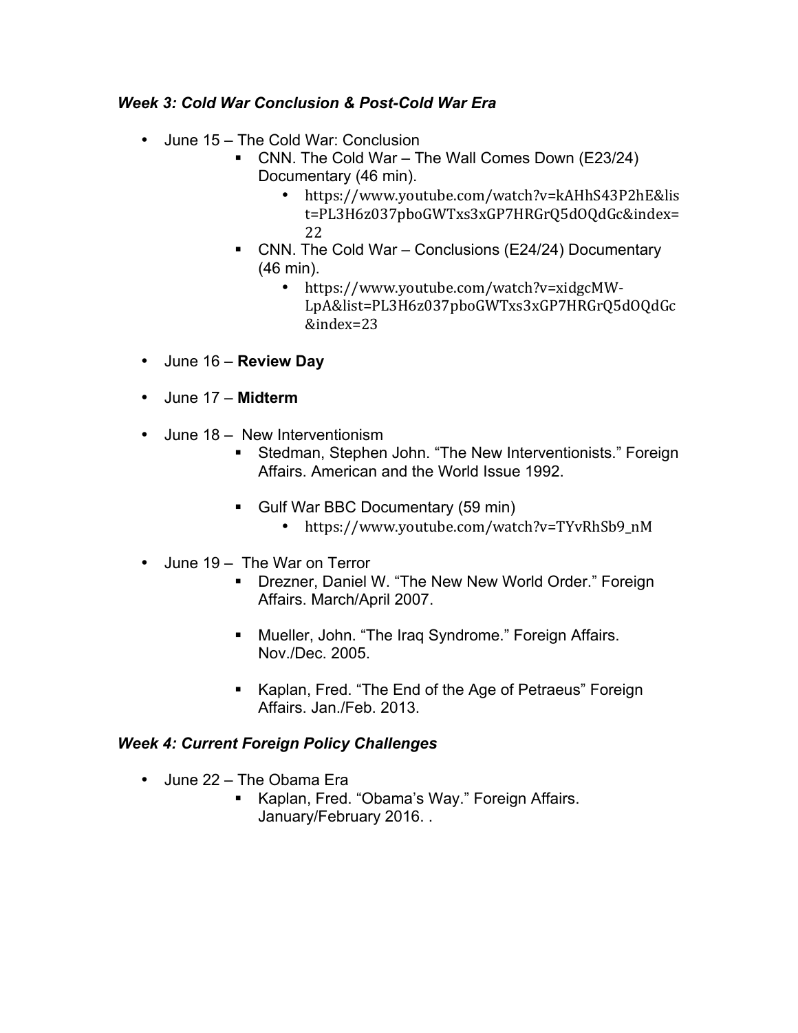### *Week 3: Cold War Conclusion & Post-Cold War Era*

- June 15 – The Cold War: Conclusion
  - CNN. The Cold War – The Wall Comes Down (E23/24) Documentary (46 min).
    - https://www.youtube.com/watch?v=kAHhS43P2hE&list=PL3H6z037pboGWTxs3xGP7HRGrQ5dOQdGc&index=22
  - CNN. The Cold War – Conclusions (E24/24) Documentary (46 min).
    - https://www.youtube.com/watch?v=xidgcMW-LpA&list=PL3H6z037pboGWTxs3xGP7HRGrQ5dOQdGc&index=23
- June 16 – **Review Day**
- June 17 – **Midterm**
- June 18 – New Interventionism
  - Stedman, Stephen John. "The New Interventionists." Foreign Affairs. American and the World Issue 1992.
  - Gulf War BBC Documentary (59 min)
    - https://www.youtube.com/watch?v=TYvRhSb9_nM
- June 19 – The War on Terror
  - Drezner, Daniel W. "The New New World Order." Foreign Affairs. March/April 2007.
  - Mueller, John. "The Iraq Syndrome." Foreign Affairs. Nov./Dec. 2005.
  - Kaplan, Fred. "The End of the Age of Petraeus" Foreign Affairs. Jan./Feb. 2013.

### *Week 4: Current Foreign Policy Challenges*

- June 22 – The Obama Era
  - Kaplan, Fred. "Obama's Way." Foreign Affairs. January/February 2016. .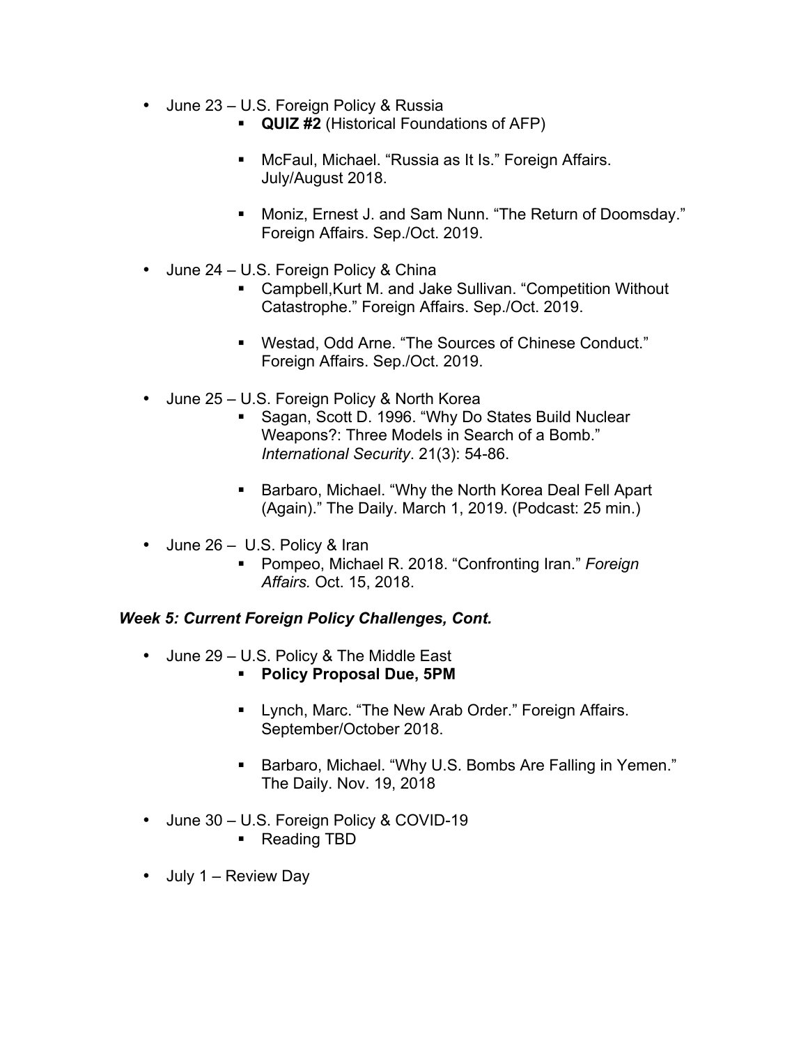- June 23 – U.S. Foreign Policy & Russia
    - **QUIZ #2** (Historical Foundations of AFP)
    - McFaul, Michael. "Russia as It Is." Foreign Affairs. July/August 2018.
    - Moniz, Ernest J. and Sam Nunn. "The Return of Doomsday." Foreign Affairs. Sep./Oct. 2019.
- June 24 – U.S. Foreign Policy & China
    - Campbell,Kurt M. and Jake Sullivan. "Competition Without Catastrophe." Foreign Affairs. Sep./Oct. 2019.
    - Westad, Odd Arne. "The Sources of Chinese Conduct." Foreign Affairs. Sep./Oct. 2019.
- June 25 – U.S. Foreign Policy & North Korea
    - Sagan, Scott D. 1996. "Why Do States Build Nuclear Weapons?: Three Models in Search of a Bomb." *International Security*. 21(3): 54-86.
    - Barbaro, Michael. "Why the North Korea Deal Fell Apart (Again)." The Daily. March 1, 2019. (Podcast: 25 min.)
- June 26 – U.S. Policy & Iran
    - Pompeo, Michael R. 2018. "Confronting Iran." *Foreign Affairs.* Oct. 15, 2018.

### *Week 5: Current Foreign Policy Challenges, Cont.*

- June 29 – U.S. Policy & The Middle East
    - **Policy Proposal Due, 5PM**
    - Lynch, Marc. "The New Arab Order." Foreign Affairs. September/October 2018.
    - Barbaro, Michael. "Why U.S. Bombs Are Falling in Yemen." The Daily. Nov. 19, 2018
- June 30 – U.S. Foreign Policy & COVID-19
    - Reading TBD
- July 1 – Review Day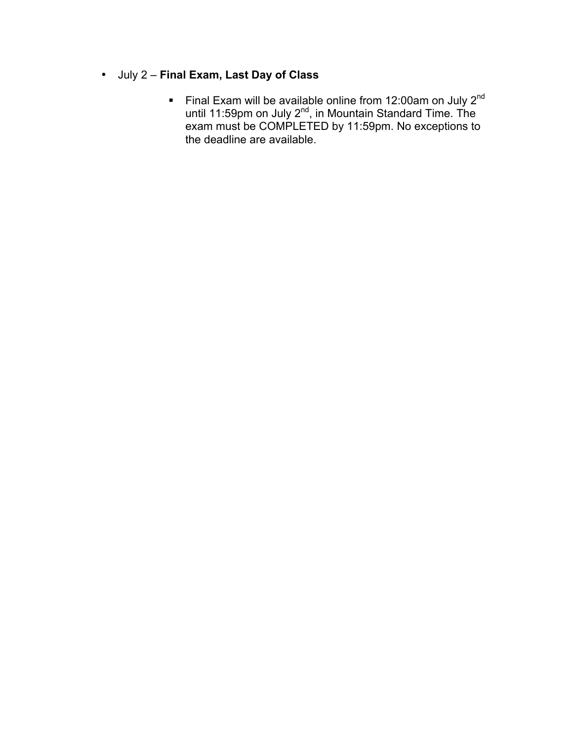- July 2 – **Final Exam, Last Day of Class**
  - Final Exam will be available online from 12:00am on July 2nd until 11:59pm on July 2nd, in Mountain Standard Time. The exam must be COMPLETED by 11:59pm. No exceptions to the deadline are available.